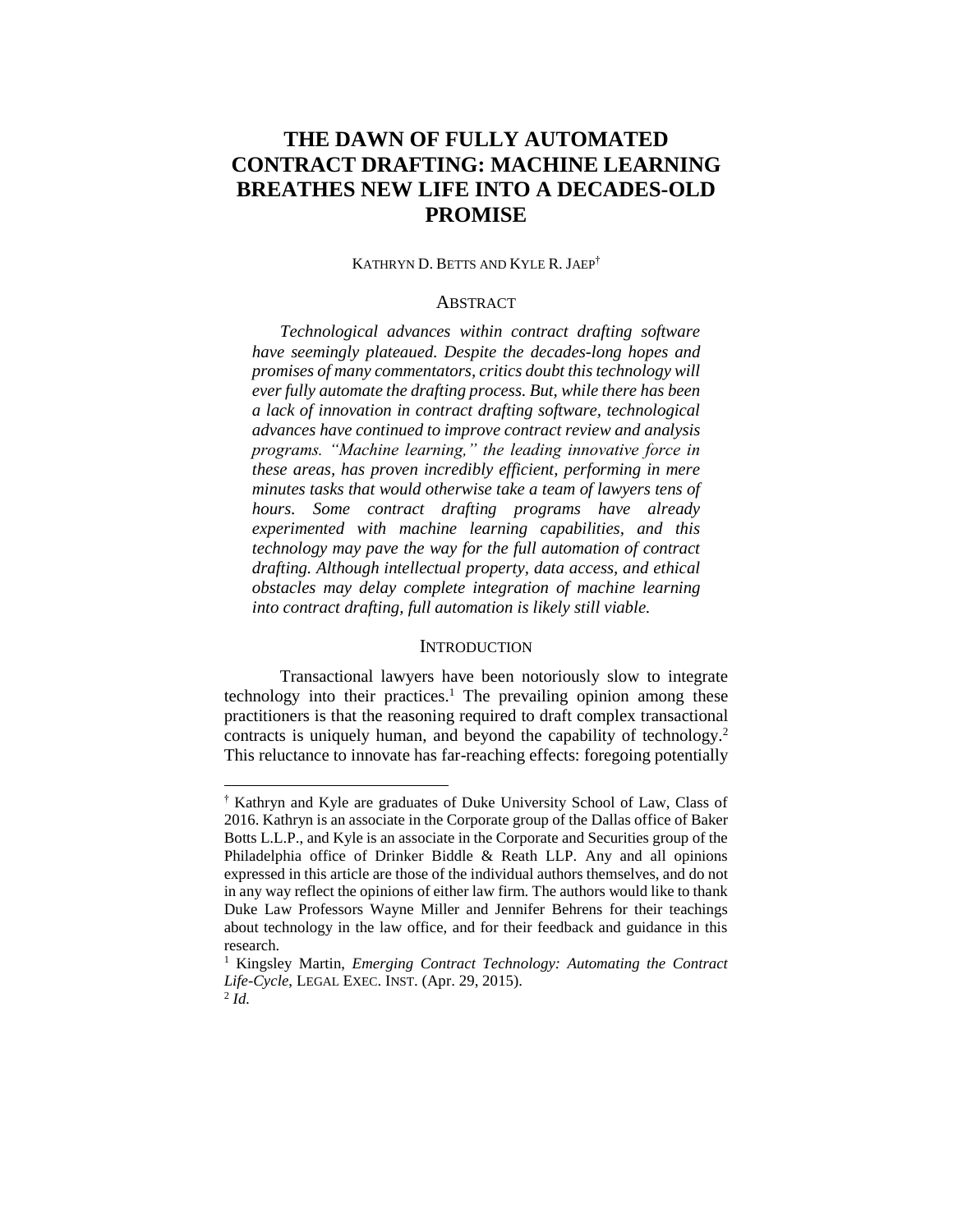# THE DAWN OF FULLY AUTOMATED CONTRACT DRAFTING: MACHINE LEARNING BREATHES NEW LIFE INTO A DECADES-OLD PROMISE

KATHRYN D. BETTS AND KYLE R. JAEP[†]

## ABSTRACT

*Technological advances within contract drafting software have seemingly plateaued. Despite the decades-long hopes and promises of many commentators, critics doubt this technology will ever fully automate the drafting process. But, while there has been a lack of innovation in contract drafting software, technological advances have continued to improve contract review and analysis programs. "Machine learning," the leading innovative force in these areas, has proven incredibly efficient, performing in mere minutes tasks that would otherwise take a team of lawyers tens of hours. Some contract drafting programs have already experimented with machine learning capabilities, and this technology may pave the way for the full automation of contract drafting. Although intellectual property, data access, and ethical obstacles may delay complete integration of machine learning into contract drafting, full automation is likely still viable.*

## INTRODUCTION

Transactional lawyers have been notoriously slow to integrate technology into their practices.[1] The prevailing opinion among these practitioners is that the reasoning required to draft complex transactional contracts is uniquely human, and beyond the capability of technology.[2] This reluctance to innovate has far-reaching effects: foregoing potentially

---

[†] Kathryn and Kyle are graduates of Duke University School of Law, Class of 2016. Kathryn is an associate in the Corporate group of the Dallas office of Baker Botts L.L.P., and Kyle is an associate in the Corporate and Securities group of the Philadelphia office of Drinker Biddle & Reath LLP. Any and all opinions expressed in this article are those of the individual authors themselves, and do not in any way reflect the opinions of either law firm. The authors would like to thank Duke Law Professors Wayne Miller and Jennifer Behrens for their teachings about technology in the law office, and for their feedback and guidance in this research.

[1] Kingsley Martin, *Emerging Contract Technology: Automating the Contract Life-Cycle*, LEGAL EXEC. INST. (Apr. 29, 2015).

[2] *Id.*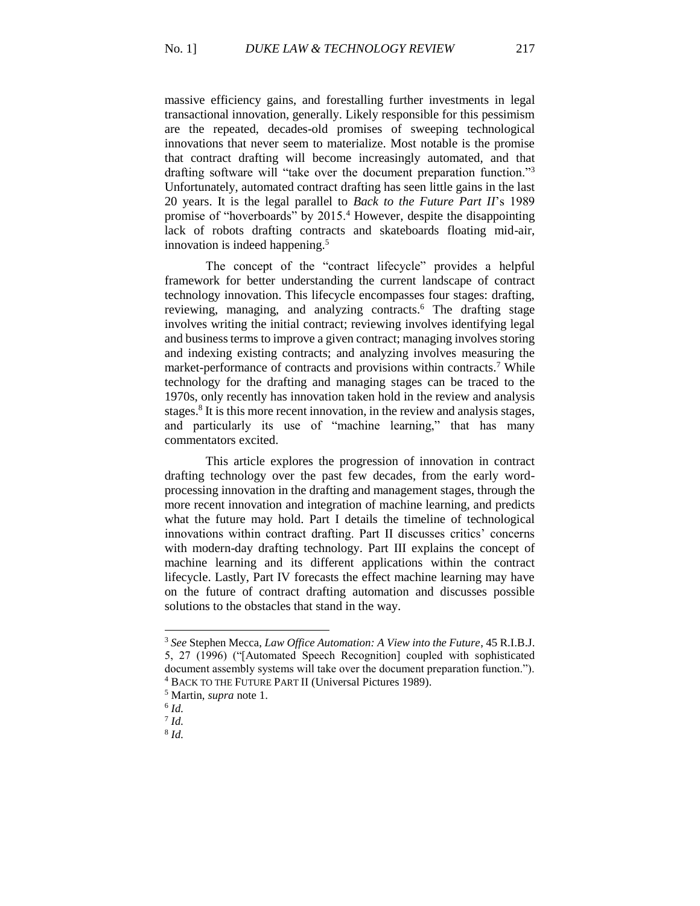massive efficiency gains, and forestalling further investments in legal transactional innovation, generally. Likely responsible for this pessimism are the repeated, decades-old promises of sweeping technological innovations that never seem to materialize. Most notable is the promise that contract drafting will become increasingly automated, and that drafting software will "take over the document preparation function."[3] Unfortunately, automated contract drafting has seen little gains in the last 20 years. It is the legal parallel to *Back to the Future Part II*'s 1989 promise of "hoverboards" by 2015.[4] However, despite the disappointing lack of robots drafting contracts and skateboards floating mid-air, innovation is indeed happening.[5]

The concept of the "contract lifecycle" provides a helpful framework for better understanding the current landscape of contract technology innovation. This lifecycle encompasses four stages: drafting, reviewing, managing, and analyzing contracts.[6] The drafting stage involves writing the initial contract; reviewing involves identifying legal and business terms to improve a given contract; managing involves storing and indexing existing contracts; and analyzing involves measuring the market-performance of contracts and provisions within contracts.[7] While technology for the drafting and managing stages can be traced to the 1970s, only recently has innovation taken hold in the review and analysis stages.[8] It is this more recent innovation, in the review and analysis stages, and particularly its use of "machine learning," that has many commentators excited.

This article explores the progression of innovation in contract drafting technology over the past few decades, from the early word-processing innovation in the drafting and management stages, through the more recent innovation and integration of machine learning, and predicts what the future may hold. Part I details the timeline of technological innovations within contract drafting. Part II discusses critics' concerns with modern-day drafting technology. Part III explains the concept of machine learning and its different applications within the contract lifecycle. Lastly, Part IV forecasts the effect machine learning may have on the future of contract drafting automation and discusses possible solutions to the obstacles that stand in the way.

---

[3] *See* Stephen Mecca, *Law Office Automation: A View into the Future*, 45 R.I.B.J. 5, 27 (1996) ("[Automated Speech Recognition] coupled with sophisticated document assembly systems will take over the document preparation function.").

[4] BACK TO THE FUTURE PART II (Universal Pictures 1989).

[5] Martin, *supra* note 1.

[6] *Id.*

[7] *Id.*

[8] *Id.*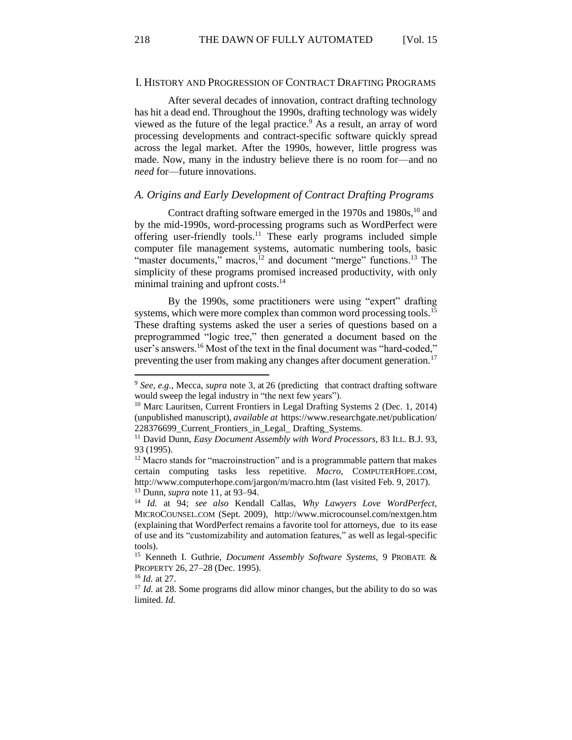## I. History and Progression of Contract Drafting Programs

After several decades of innovation, contract drafting technology has hit a dead end. Throughout the 1990s, drafting technology was widely viewed as the future of the legal practice.[9] As a result, an array of word processing developments and contract-specific software quickly spread across the legal market. After the 1990s, however, little progress was made. Now, many in the industry believe there is no room for—and no *need* for—future innovations.

### *A. Origins and Early Development of Contract Drafting Programs*

Contract drafting software emerged in the 1970s and 1980s,[10] and by the mid-1990s, word-processing programs such as WordPerfect were offering user-friendly tools.[11] These early programs included simple computer file management systems, automatic numbering tools, basic "master documents," macros,[12] and document "merge" functions.[13] The simplicity of these programs promised increased productivity, with only minimal training and upfront costs.[14]

By the 1990s, some practitioners were using "expert" drafting systems, which were more complex than common word processing tools.[15] These drafting systems asked the user a series of questions based on a preprogrammed "logic tree," then generated a document based on the user's answers.[16] Most of the text in the final document was "hard-coded," preventing the user from making any changes after document generation.[17]

---

[9] *See, e.g.*, Mecca, *supra* note 3, at 26 (predicting that contract drafting software would sweep the legal industry in "the next few years").

[10] Marc Lauritsen, Current Frontiers in Legal Drafting Systems 2 (Dec. 1, 2014) (unpublished manuscript), *available at* https://www.researchgate.net/publication/228376699_Current_Frontiers_in_Legal_ Drafting_Systems.

[11] David Dunn, *Easy Document Assembly with Word Processors*, 83 ILL. B.J. 93, 93 (1995).

[12] Macro stands for "macroinstruction" and is a programmable pattern that makes certain computing tasks less repetitive. *Macro*, COMPUTERHOPE.COM, http://www.computerhope.com/jargon/m/macro.htm (last visited Feb. 9, 2017).

[13] Dunn, *supra* note 11, at 93–94.

[14] *Id.* at 94; *see also* Kendall Callas, *Why Lawyers Love WordPerfect*, MICROCOUNSEL.COM (Sept. 2009), http://www.microcounsel.com/nextgen.htm (explaining that WordPerfect remains a favorite tool for attorneys, due to its ease of use and its "customizability and automation features," as well as legal-specific tools).

[15] Kenneth I. Guthrie, *Document Assembly Software Systems*, 9 PROBATE & PROPERTY 26, 27–28 (Dec. 1995).

[16] *Id.* at 27.

[17] *Id.* at 28. Some programs did allow minor changes, but the ability to do so was limited. *Id.*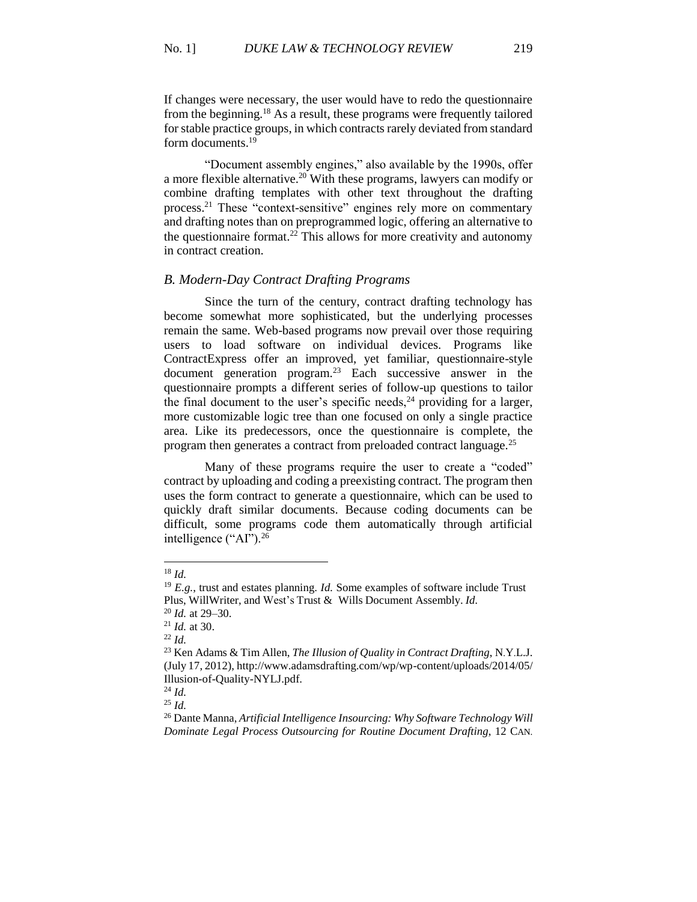If changes were necessary, the user would have to redo the questionnaire from the beginning.[18] As a result, these programs were frequently tailored for stable practice groups, in which contracts rarely deviated from standard form documents.[19]

"Document assembly engines," also available by the 1990s, offer a more flexible alternative.[20] With these programs, lawyers can modify or combine drafting templates with other text throughout the drafting process.[21] These "context-sensitive" engines rely more on commentary and drafting notes than on preprogrammed logic, offering an alternative to the questionnaire format.[22] This allows for more creativity and autonomy in contract creation.

### *B. Modern-Day Contract Drafting Programs*

Since the turn of the century, contract drafting technology has become somewhat more sophisticated, but the underlying processes remain the same. Web-based programs now prevail over those requiring users to load software on individual devices. Programs like ContractExpress offer an improved, yet familiar, questionnaire-style document generation program.[23] Each successive answer in the questionnaire prompts a different series of follow-up questions to tailor the final document to the user's specific needs,[24] providing for a larger, more customizable logic tree than one focused on only a single practice area. Like its predecessors, once the questionnaire is complete, the program then generates a contract from preloaded contract language.[25]

Many of these programs require the user to create a "coded" contract by uploading and coding a preexisting contract. The program then uses the form contract to generate a questionnaire, which can be used to quickly draft similar documents. Because coding documents can be difficult, some programs code them automatically through artificial intelligence ("AI").[26]

---

[18] *Id.*

[19] *E.g.*, trust and estates planning. *Id.* Some examples of software include Trust Plus, WillWriter, and West's Trust & Wills Document Assembly. *Id.*

[20] *Id.* at 29–30.

[21] *Id.* at 30.

[22] *Id.*

[23] Ken Adams & Tim Allen, *The Illusion of Quality in Contract Drafting*, N.Y.L.J. (July 17, 2012), http://www.adamsdrafting.com/wp/wp-content/uploads/2014/05/Illusion-of-Quality-NYLJ.pdf.

[24] *Id.*

[25] *Id.*

[26] Dante Manna, *Artificial Intelligence Insourcing: Why Software Technology Will Dominate Legal Process Outsourcing for Routine Document Drafting*, 12 CAN.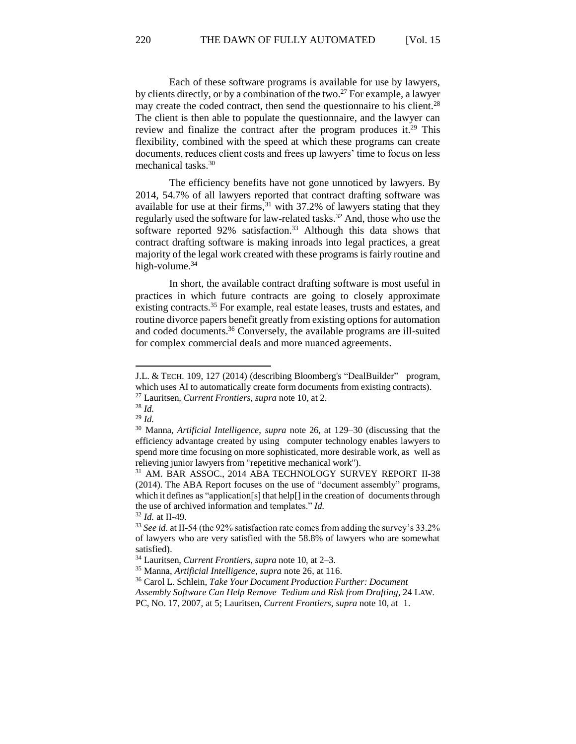Each of these software programs is available for use by lawyers, by clients directly, or by a combination of the two.[27] For example, a lawyer may create the coded contract, then send the questionnaire to his client.[28] The client is then able to populate the questionnaire, and the lawyer can review and finalize the contract after the program produces it.[29] This flexibility, combined with the speed at which these programs can create documents, reduces client costs and frees up lawyers' time to focus on less mechanical tasks.[30]

The efficiency benefits have not gone unnoticed by lawyers. By 2014, 54.7% of all lawyers reported that contract drafting software was available for use at their firms,[31] with 37.2% of lawyers stating that they regularly used the software for law-related tasks.[32] And, those who use the software reported 92% satisfaction.[33] Although this data shows that contract drafting software is making inroads into legal practices, a great majority of the legal work created with these programs is fairly routine and high-volume.[34]

In short, the available contract drafting software is most useful in practices in which future contracts are going to closely approximate existing contracts.[35] For example, real estate leases, trusts and estates, and routine divorce papers benefit greatly from existing options for automation and coded documents.[36] Conversely, the available programs are ill-suited for complex commercial deals and more nuanced agreements.

---

J.L. & TECH. 109, 127 (2014) (describing Bloomberg's "DealBuilder" program, which uses AI to automatically create form documents from existing contracts).

[27] Lauritsen, *Current Frontiers*, *supra* note 10, at 2.

[28] *Id.*

[29] *Id.*

[30] Manna, *Artificial Intelligence*, *supra* note 26, at 129–30 (discussing that the efficiency advantage created by using computer technology enables lawyers to spend more time focusing on more sophisticated, more desirable work, as well as relieving junior lawyers from "repetitive mechanical work").

[31] AM. BAR ASSOC., 2014 ABA TECHNOLOGY SURVEY REPORT II-38 (2014). The ABA Report focuses on the use of "document assembly" programs, which it defines as "application[s] that help[] in the creation of documents through the use of archived information and templates." *Id.*

[32] *Id.* at II-49.

[33] *See id.* at II-54 (the 92% satisfaction rate comes from adding the survey's 33.2% of lawyers who are very satisfied with the 58.8% of lawyers who are somewhat satisfied).

[34] Lauritsen, *Current Frontiers*, *supra* note 10, at 2–3.

[35] Manna, *Artificial Intelligence*, *supra* note 26, at 116.

[36] Carol L. Schlein, *Take Your Document Production Further: Document Assembly Software Can Help Remove Tedium and Risk from Drafting*, 24 LAW. PC, NO. 17, 2007, at 5; Lauritsen, *Current Frontiers*, *supra* note 10, at 1.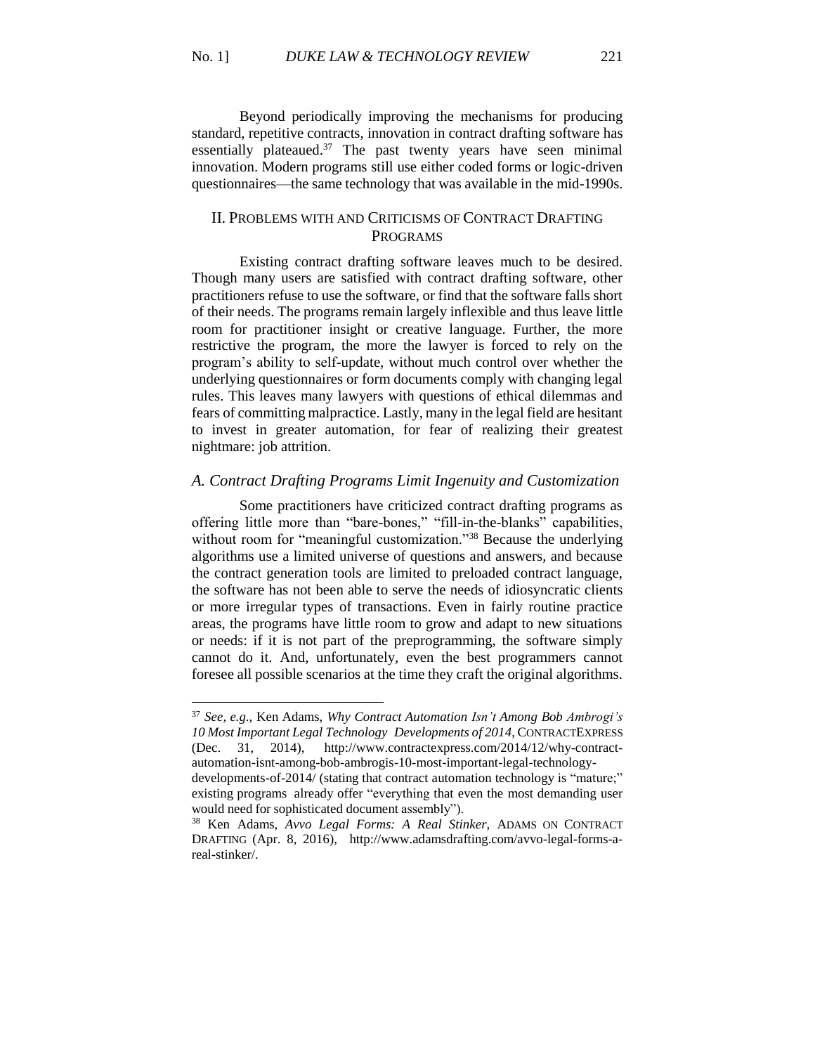Beyond periodically improving the mechanisms for producing standard, repetitive contracts, innovation in contract drafting software has essentially plateaued.[37] The past twenty years have seen minimal innovation. Modern programs still use either coded forms or logic-driven questionnaires—the same technology that was available in the mid-1990s.

## II. Problems with and Criticisms of Contract Drafting Programs

Existing contract drafting software leaves much to be desired. Though many users are satisfied with contract drafting software, other practitioners refuse to use the software, or find that the software falls short of their needs. The programs remain largely inflexible and thus leave little room for practitioner insight or creative language. Further, the more restrictive the program, the more the lawyer is forced to rely on the program's ability to self-update, without much control over whether the underlying questionnaires or form documents comply with changing legal rules. This leaves many lawyers with questions of ethical dilemmas and fears of committing malpractice. Lastly, many in the legal field are hesitant to invest in greater automation, for fear of realizing their greatest nightmare: job attrition.

### *A. Contract Drafting Programs Limit Ingenuity and Customization*

Some practitioners have criticized contract drafting programs as offering little more than "bare-bones," "fill-in-the-blanks" capabilities, without room for "meaningful customization."[38] Because the underlying algorithms use a limited universe of questions and answers, and because the contract generation tools are limited to preloaded contract language, the software has not been able to serve the needs of idiosyncratic clients or more irregular types of transactions. Even in fairly routine practice areas, the programs have little room to grow and adapt to new situations or needs: if it is not part of the preprogramming, the software simply cannot do it. And, unfortunately, even the best programmers cannot foresee all possible scenarios at the time they craft the original algorithms.

---

[37] *See, e.g.*, Ken Adams, *Why Contract Automation Isn't Among Bob Ambrogi's 10 Most Important Legal Technology Developments of 2014*, CONTRACTEXPRESS (Dec. 31, 2014), http://www.contractexpress.com/2014/12/why-contract-automation-isnt-among-bob-ambrogis-10-most-important-legal-technology-developments-of-2014/ (stating that contract automation technology is "mature;" existing programs already offer "everything that even the most demanding user would need for sophisticated document assembly").

[38] Ken Adams, *Avvo Legal Forms: A Real Stinker*, ADAMS ON CONTRACT DRAFTING (Apr. 8, 2016), http://www.adamsdrafting.com/avvo-legal-forms-a-real-stinker/.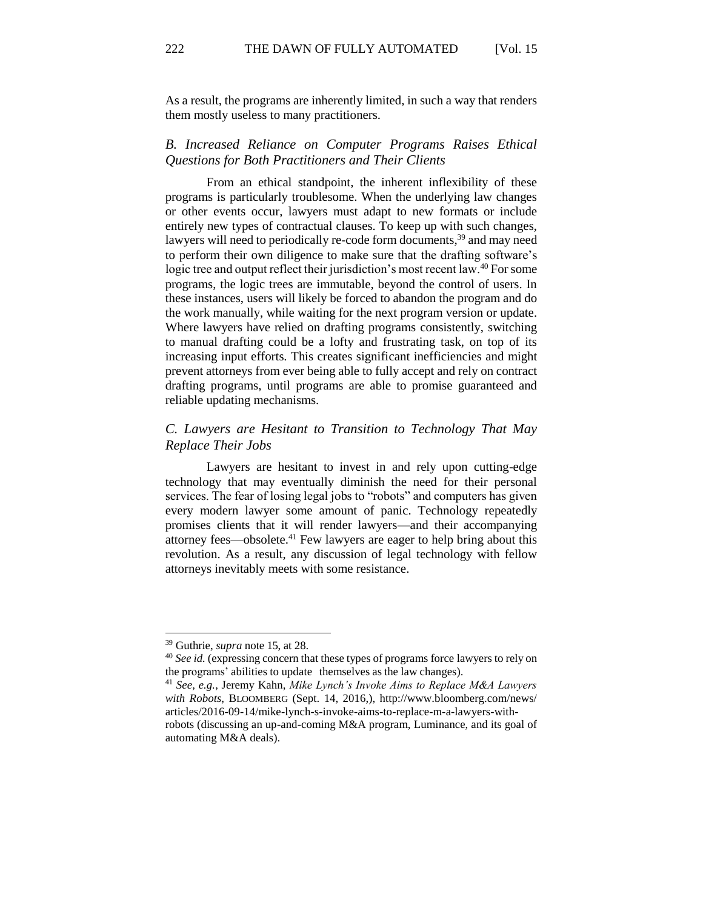As a result, the programs are inherently limited, in such a way that renders them mostly useless to many practitioners.

### *B. Increased Reliance on Computer Programs Raises Ethical Questions for Both Practitioners and Their Clients*

From an ethical standpoint, the inherent inflexibility of these programs is particularly troublesome. When the underlying law changes or other events occur, lawyers must adapt to new formats or include entirely new types of contractual clauses. To keep up with such changes, lawyers will need to periodically re-code form documents,[39] and may need to perform their own diligence to make sure that the drafting software's logic tree and output reflect their jurisdiction's most recent law.[40] For some programs, the logic trees are immutable, beyond the control of users. In these instances, users will likely be forced to abandon the program and do the work manually, while waiting for the next program version or update. Where lawyers have relied on drafting programs consistently, switching to manual drafting could be a lofty and frustrating task, on top of its increasing input efforts. This creates significant inefficiencies and might prevent attorneys from ever being able to fully accept and rely on contract drafting programs, until programs are able to promise guaranteed and reliable updating mechanisms.

### *C. Lawyers are Hesitant to Transition to Technology That May Replace Their Jobs*

Lawyers are hesitant to invest in and rely upon cutting-edge technology that may eventually diminish the need for their personal services. The fear of losing legal jobs to "robots" and computers has given every modern lawyer some amount of panic. Technology repeatedly promises clients that it will render lawyers—and their accompanying attorney fees—obsolete.[41] Few lawyers are eager to help bring about this revolution. As a result, any discussion of legal technology with fellow attorneys inevitably meets with some resistance.

---

[39] Guthrie, *supra* note 15, at 28.

[40] *See id.* (expressing concern that these types of programs force lawyers to rely on the programs' abilities to update themselves as the law changes).

[41] *See, e.g.*, Jeremy Kahn, *Mike Lynch's Invoke Aims to Replace M&A Lawyers with Robots*, BLOOMBERG (Sept. 14, 2016,), http://www.bloomberg.com/news/articles/2016-09-14/mike-lynch-s-invoke-aims-to-replace-m-a-lawyers-with-robots (discussing an up-and-coming M&A program, Luminance, and its goal of automating M&A deals).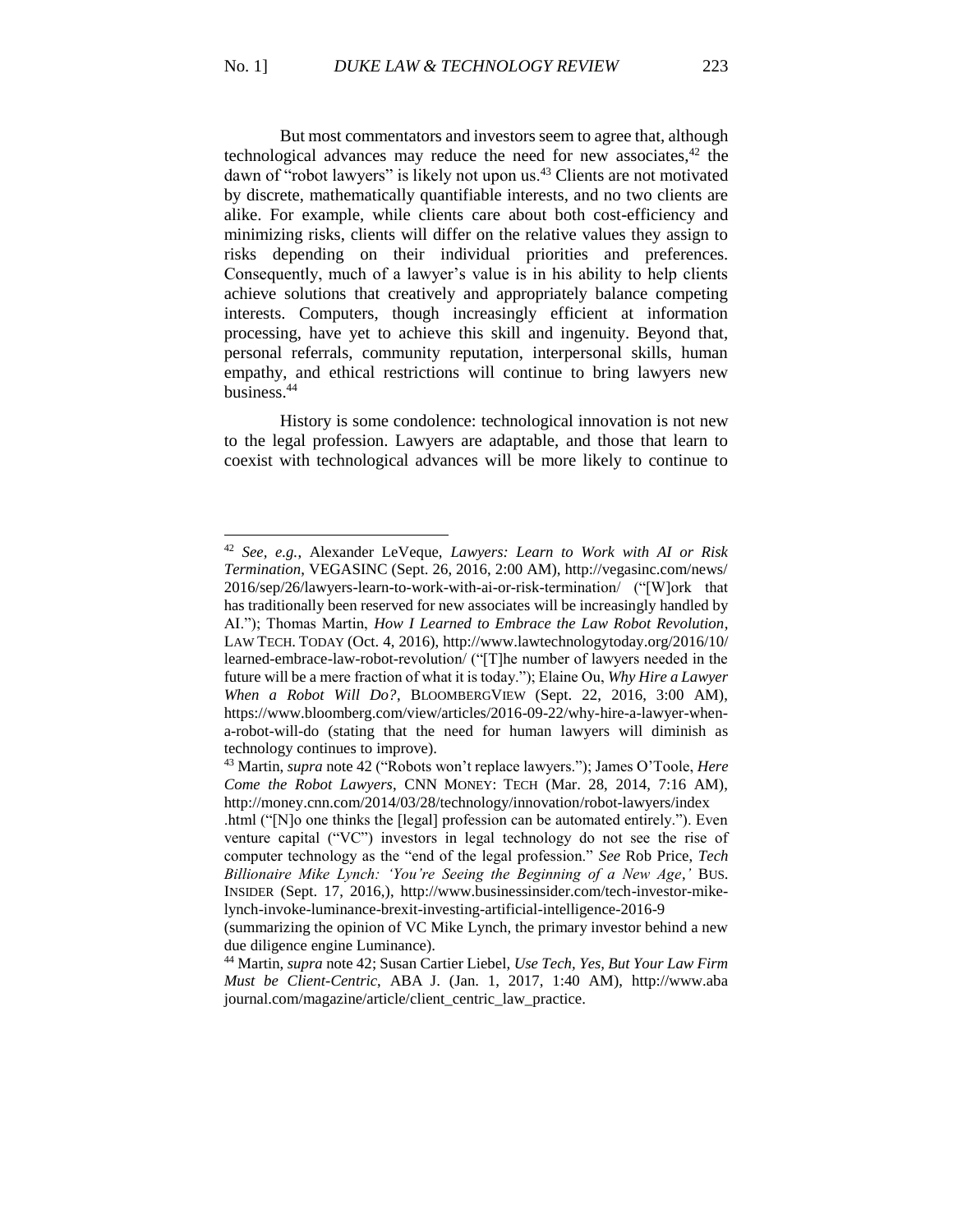But most commentators and investors seem to agree that, although technological advances may reduce the need for new associates,[42] the dawn of "robot lawyers" is likely not upon us.[43] Clients are not motivated by discrete, mathematically quantifiable interests, and no two clients are alike. For example, while clients care about both cost-efficiency and minimizing risks, clients will differ on the relative values they assign to risks depending on their individual priorities and preferences. Consequently, much of a lawyer's value is in his ability to help clients achieve solutions that creatively and appropriately balance competing interests. Computers, though increasingly efficient at information processing, have yet to achieve this skill and ingenuity. Beyond that, personal referrals, community reputation, interpersonal skills, human empathy, and ethical restrictions will continue to bring lawyers new business.[44]

History is some condolence: technological innovation is not new to the legal profession. Lawyers are adaptable, and those that learn to coexist with technological advances will be more likely to continue to

---

[42] *See, e.g.*, Alexander LeVeque, *Lawyers: Learn to Work with AI or Risk Termination*, VEGASINC (Sept. 26, 2016, 2:00 AM), http://vegasinc.com/news/2016/sep/26/lawyers-learn-to-work-with-ai-or-risk-termination/ ("[W]ork that has traditionally been reserved for new associates will be increasingly handled by AI."); Thomas Martin, *How I Learned to Embrace the Law Robot Revolution*, LAW TECH. TODAY (Oct. 4, 2016), http://www.lawtechnologytoday.org/2016/10/learned-embrace-law-robot-revolution/ ("[T]he number of lawyers needed in the future will be a mere fraction of what it is today."); Elaine Ou, *Why Hire a Lawyer When a Robot Will Do?*, BLOOMBERGVIEW (Sept. 22, 2016, 3:00 AM), https://www.bloomberg.com/view/articles/2016-09-22/why-hire-a-lawyer-when-a-robot-will-do (stating that the need for human lawyers will diminish as technology continues to improve).

[43] Martin, *supra* note 42 ("Robots won't replace lawyers."); James O'Toole, *Here Come the Robot Lawyers*, CNN MONEY: TECH (Mar. 28, 2014, 7:16 AM), http://money.cnn.com/2014/03/28/technology/innovation/robot-lawyers/index.html ("[N]o one thinks the [legal] profession can be automated entirely."). Even venture capital ("VC") investors in legal technology do not see the rise of computer technology as the "end of the legal profession." *See* Rob Price, *Tech Billionaire Mike Lynch: 'You're Seeing the Beginning of a New Age*,*'* BUS. INSIDER (Sept. 17, 2016,), http://www.businessinsider.com/tech-investor-mike-lynch-invoke-luminance-brexit-investing-artificial-intelligence-2016-9 (summarizing the opinion of VC Mike Lynch, the primary investor behind a new due diligence engine Luminance).

[44] Martin, *supra* note 42; Susan Cartier Liebel, *Use Tech, Yes, But Your Law Firm Must be Client-Centric*, ABA J. (Jan. 1, 2017, 1:40 AM), http://www.abajournal.com/magazine/article/client_centric_law_practice.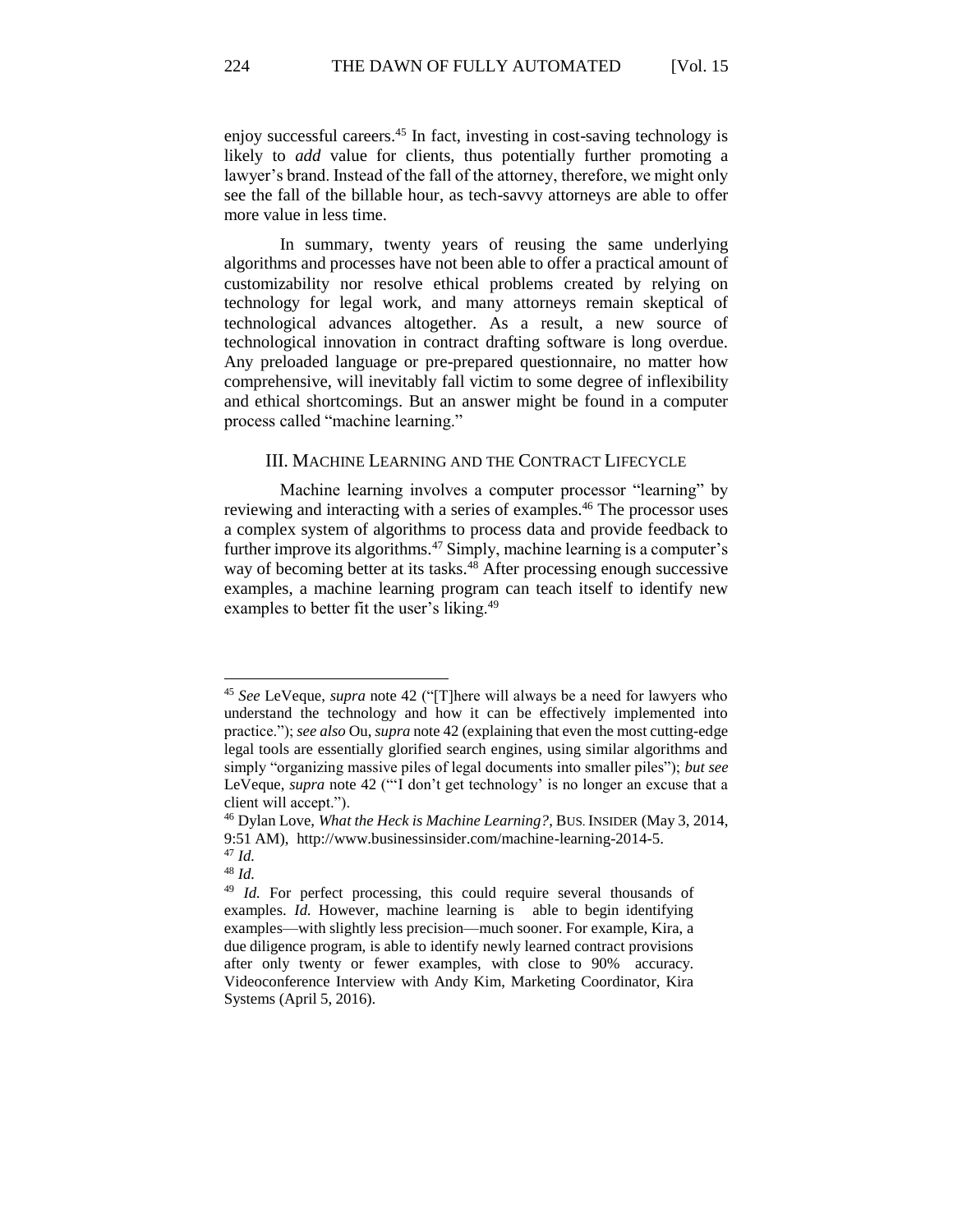enjoy successful careers.[45] In fact, investing in cost-saving technology is likely to *add* value for clients, thus potentially further promoting a lawyer's brand. Instead of the fall of the attorney, therefore, we might only see the fall of the billable hour, as tech-savvy attorneys are able to offer more value in less time.

In summary, twenty years of reusing the same underlying algorithms and processes have not been able to offer a practical amount of customizability nor resolve ethical problems created by relying on technology for legal work, and many attorneys remain skeptical of technological advances altogether. As a result, a new source of technological innovation in contract drafting software is long overdue. Any preloaded language or pre-prepared questionnaire, no matter how comprehensive, will inevitably fall victim to some degree of inflexibility and ethical shortcomings. But an answer might be found in a computer process called "machine learning."

## III. MACHINE LEARNING AND THE CONTRACT LIFECYCLE

Machine learning involves a computer processor "learning" by reviewing and interacting with a series of examples.[46] The processor uses a complex system of algorithms to process data and provide feedback to further improve its algorithms.[47] Simply, machine learning is a computer's way of becoming better at its tasks.[48] After processing enough successive examples, a machine learning program can teach itself to identify new examples to better fit the user's liking.[49]

---

[45] *See* LeVeque, *supra* note 42 ("[T]here will always be a need for lawyers who understand the technology and how it can be effectively implemented into practice."); *see also* Ou, *supra* note 42 (explaining that even the most cutting-edge legal tools are essentially glorified search engines, using similar algorithms and simply "organizing massive piles of legal documents into smaller piles"); *but see* LeVeque, *supra* note 42 ("'I don't get technology' is no longer an excuse that a client will accept.").

[46] Dylan Love, *What the Heck is Machine Learning?*, BUS. INSIDER (May 3, 2014, 9:51 AM), http://www.businessinsider.com/machine-learning-2014-5.

[47] *Id.*

[48] *Id.*

[49] *Id.* For perfect processing, this could require several thousands of examples. *Id.* However, machine learning is able to begin identifying examples—with slightly less precision—much sooner. For example, Kira, a due diligence program, is able to identify newly learned contract provisions after only twenty or fewer examples, with close to 90% accuracy. Videoconference Interview with Andy Kim, Marketing Coordinator, Kira Systems (April 5, 2016).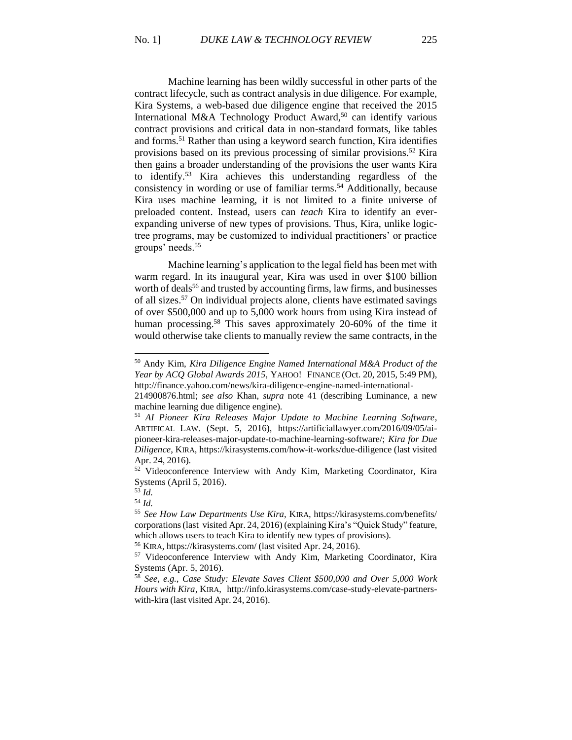Machine learning has been wildly successful in other parts of the contract lifecycle, such as contract analysis in due diligence. For example, Kira Systems, a web-based due diligence engine that received the 2015 International M&A Technology Product Award,[50] can identify various contract provisions and critical data in non-standard formats, like tables and forms.[51] Rather than using a keyword search function, Kira identifies provisions based on its previous processing of similar provisions.[52] Kira then gains a broader understanding of the provisions the user wants Kira to identify.[53] Kira achieves this understanding regardless of the consistency in wording or use of familiar terms.[54] Additionally, because Kira uses machine learning, it is not limited to a finite universe of preloaded content. Instead, users can *teach* Kira to identify an ever-expanding universe of new types of provisions. Thus, Kira, unlike logic-tree programs, may be customized to individual practitioners' or practice groups' needs.[55]

Machine learning's application to the legal field has been met with warm regard. In its inaugural year, Kira was used in over $100 billion worth of deals[56] and trusted by accounting firms, law firms, and businesses of all sizes.[57] On individual projects alone, clients have estimated savings of over $500,000 and up to 5,000 work hours from using Kira instead of human processing.[58] This saves approximately 20-60% of the time it would otherwise take clients to manually review the same contracts, in the

---

[50] Andy Kim, *Kira Diligence Engine Named International M&A Product of the Year by ACQ Global Awards 2015*, YAHOO! FINANCE (Oct. 20, 2015, 5:49 PM), http://finance.yahoo.com/news/kira-diligence-engine-named-international-214900876.html; *see also* Khan, *supra* note 41 (describing Luminance, a new machine learning due diligence engine).

[51] *AI Pioneer Kira Releases Major Update to Machine Learning Software*, ARTIFICAL LAW. (Sept. 5, 2016), https://artificiallawyer.com/2016/09/05/ai-pioneer-kira-releases-major-update-to-machine-learning-software/; *Kira for Due Diligence*, KIRA, https://kirasystems.com/how-it-works/due-diligence (last visited Apr. 24, 2016).

[52] Videoconference Interview with Andy Kim, Marketing Coordinator, Kira Systems (April 5, 2016).

[53] *Id.*

[54] *Id.*

[55] *See How Law Departments Use Kira*, KIRA, https://kirasystems.com/benefits/corporations (last visited Apr. 24, 2016) (explaining Kira's "Quick Study" feature, which allows users to teach Kira to identify new types of provisions).

[56] KIRA, https://kirasystems.com/ (last visited Apr. 24, 2016).

[57] Videoconference Interview with Andy Kim, Marketing Coordinator, Kira Systems (Apr. 5, 2016).

[58] *See, e.g.*, *Case Study: Elevate Saves Client $500,000 and Over 5,000 Work Hours with Kira*, KIRA, http://info.kirasystems.com/case-study-elevate-partners-with-kira (last visited Apr. 24, 2016).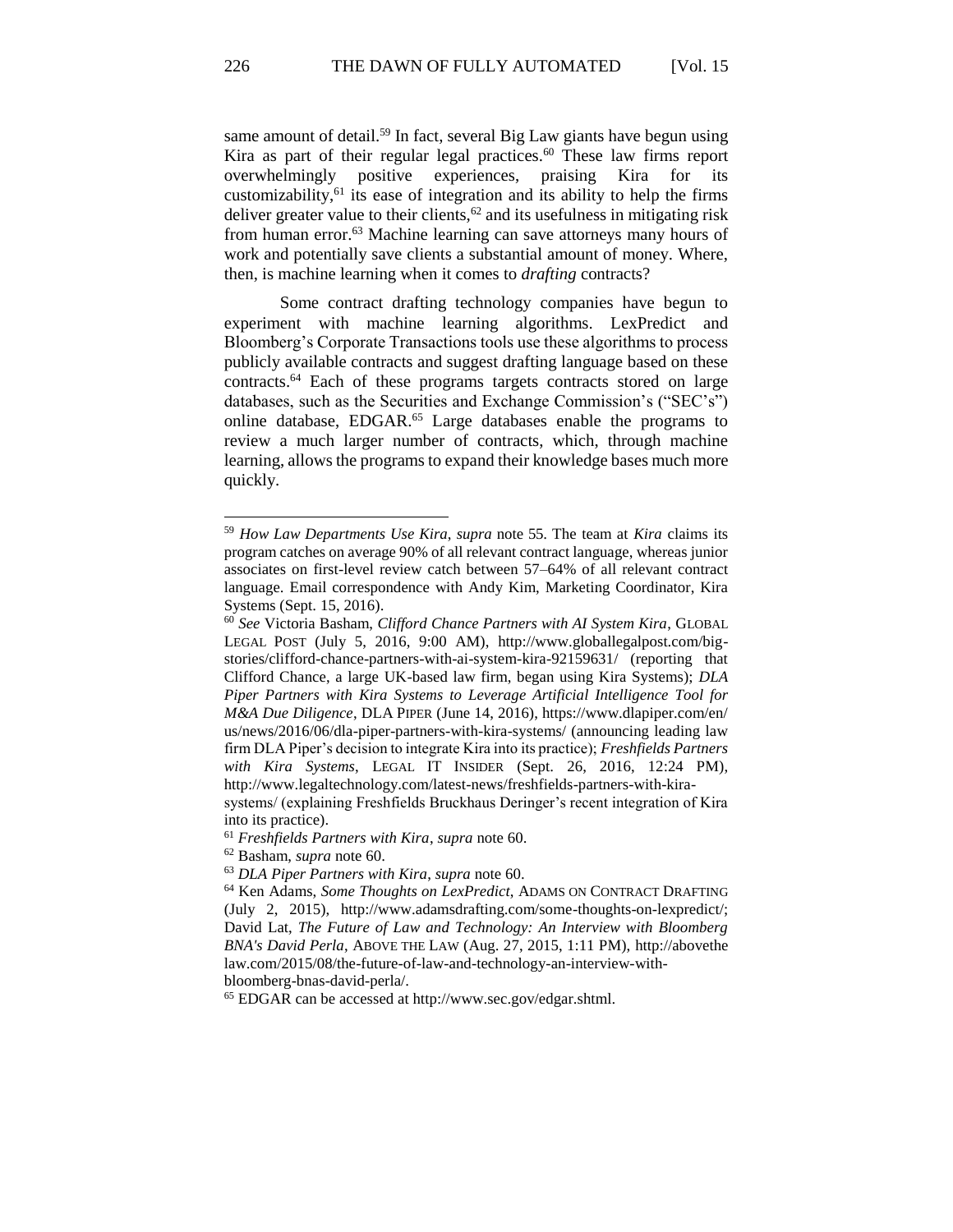same amount of detail.[59] In fact, several Big Law giants have begun using Kira as part of their regular legal practices.[60] These law firms report overwhelmingly positive experiences, praising Kira for its customizability,[61] its ease of integration and its ability to help the firms deliver greater value to their clients,[62] and its usefulness in mitigating risk from human error.[63] Machine learning can save attorneys many hours of work and potentially save clients a substantial amount of money. Where, then, is machine learning when it comes to *drafting* contracts?

Some contract drafting technology companies have begun to experiment with machine learning algorithms. LexPredict and Bloomberg's Corporate Transactions tools use these algorithms to process publicly available contracts and suggest drafting language based on these contracts.[64] Each of these programs targets contracts stored on large databases, such as the Securities and Exchange Commission's ("SEC's") online database, EDGAR.[65] Large databases enable the programs to review a much larger number of contracts, which, through machine learning, allows the programs to expand their knowledge bases much more quickly.

---

[59] *How Law Departments Use Kira*, *supra* note 55. The team at *Kira* claims its program catches on average 90% of all relevant contract language, whereas junior associates on first-level review catch between 57–64% of all relevant contract language. Email correspondence with Andy Kim, Marketing Coordinator, Kira Systems (Sept. 15, 2016).

[60] *See* Victoria Basham, *Clifford Chance Partners with AI System Kira*, GLOBAL LEGAL POST (July 5, 2016, 9:00 AM), http://www.globallegalpost.com/big-stories/clifford-chance-partners-with-ai-system-kira-92159631/ (reporting that Clifford Chance, a large UK-based law firm, began using Kira Systems); *DLA Piper Partners with Kira Systems to Leverage Artificial Intelligence Tool for M&A Due Diligence*, DLA PIPER (June 14, 2016), https://www.dlapiper.com/en/us/news/2016/06/dla-piper-partners-with-kira-systems/ (announcing leading law firm DLA Piper's decision to integrate Kira into its practice); *Freshfields Partners with Kira Systems*, LEGAL IT INSIDER (Sept. 26, 2016, 12:24 PM), http://www.legaltechnology.com/latest-news/freshfields-partners-with-kira-systems/ (explaining Freshfields Bruckhaus Deringer's recent integration of Kira into its practice).

[61] *Freshfields Partners with Kira*, *supra* note 60.

[62] Basham, *supra* note 60.

[63] *DLA Piper Partners with Kira*, *supra* note 60.

[64] Ken Adams, *Some Thoughts on LexPredict*, ADAMS ON CONTRACT DRAFTING (July 2, 2015), http://www.adamsdrafting.com/some-thoughts-on-lexpredict/; David Lat, *The Future of Law and Technology: An Interview with Bloomberg BNA's David Perla*, ABOVE THE LAW (Aug. 27, 2015, 1:11 PM), http://abovethelaw.com/2015/08/the-future-of-law-and-technology-an-interview-with-bloomberg-bnas-david-perla/.

[65] EDGAR can be accessed at http://www.sec.gov/edgar.shtml.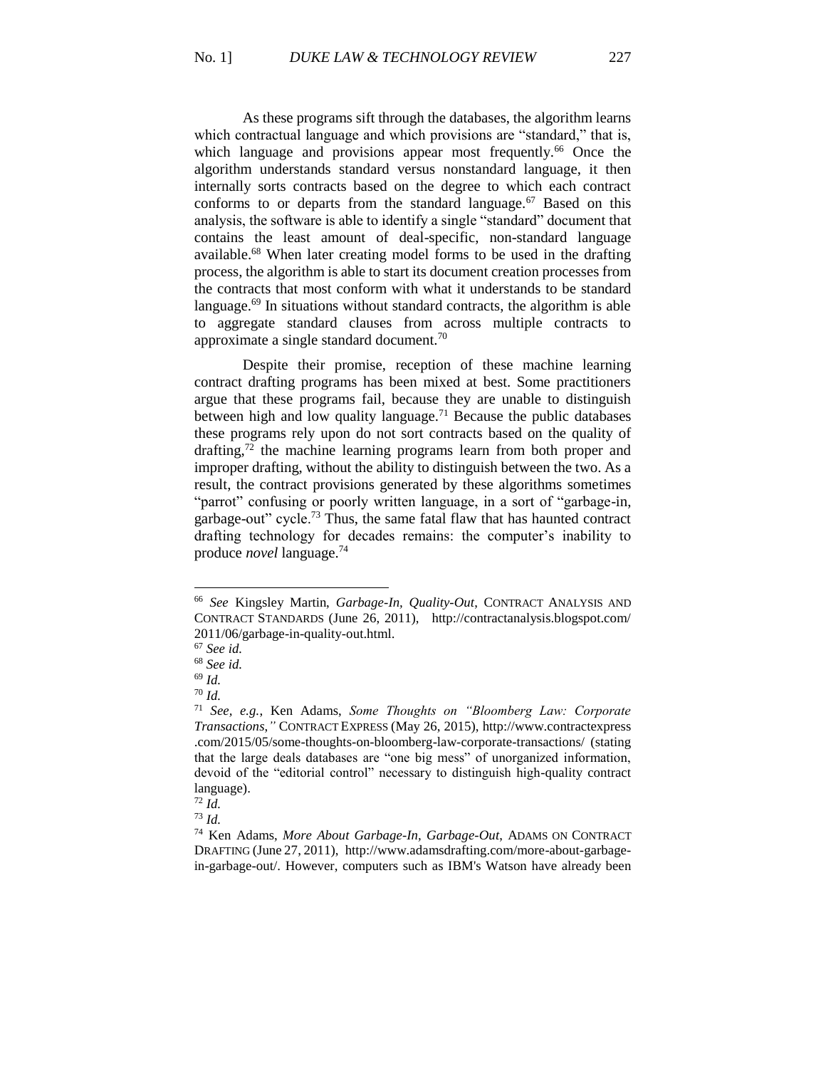As these programs sift through the databases, the algorithm learns which contractual language and which provisions are "standard," that is, which language and provisions appear most frequently.[66] Once the algorithm understands standard versus nonstandard language, it then internally sorts contracts based on the degree to which each contract conforms to or departs from the standard language.[67] Based on this analysis, the software is able to identify a single "standard" document that contains the least amount of deal-specific, non-standard language available.[68] When later creating model forms to be used in the drafting process, the algorithm is able to start its document creation processes from the contracts that most conform with what it understands to be standard language.[69] In situations without standard contracts, the algorithm is able to aggregate standard clauses from across multiple contracts to approximate a single standard document.[70]

Despite their promise, reception of these machine learning contract drafting programs has been mixed at best. Some practitioners argue that these programs fail, because they are unable to distinguish between high and low quality language.[71] Because the public databases these programs rely upon do not sort contracts based on the quality of drafting,[72] the machine learning programs learn from both proper and improper drafting, without the ability to distinguish between the two. As a result, the contract provisions generated by these algorithms sometimes "parrot" confusing or poorly written language, in a sort of "garbage-in, garbage-out" cycle.[73] Thus, the same fatal flaw that has haunted contract drafting technology for decades remains: the computer's inability to produce *novel* language.[74]

---

[66] *See* Kingsley Martin, *Garbage-In, Quality-Out*, CONTRACT ANALYSIS AND CONTRACT STANDARDS (June 26, 2011), http://contractanalysis.blogspot.com/2011/06/garbage-in-quality-out.html.

[67] *See id.*

[68] *See id.*

[69] *Id.*

[70] *Id.*

[71] *See, e.g.*, Ken Adams, *Some Thoughts on "Bloomberg Law: Corporate Transactions,"* CONTRACT EXPRESS (May 26, 2015), http://www.contractexpress.com/2015/05/some-thoughts-on-bloomberg-law-corporate-transactions/ (stating that the large deals databases are "one big mess" of unorganized information, devoid of the "editorial control" necessary to distinguish high-quality contract language).

[72] *Id.*

[73] *Id.*

[74] Ken Adams, *More About Garbage-In, Garbage-Out*, ADAMS ON CONTRACT DRAFTING (June 27, 2011), http://www.adamsdrafting.com/more-about-garbage-in-garbage-out/. However, computers such as IBM's Watson have already been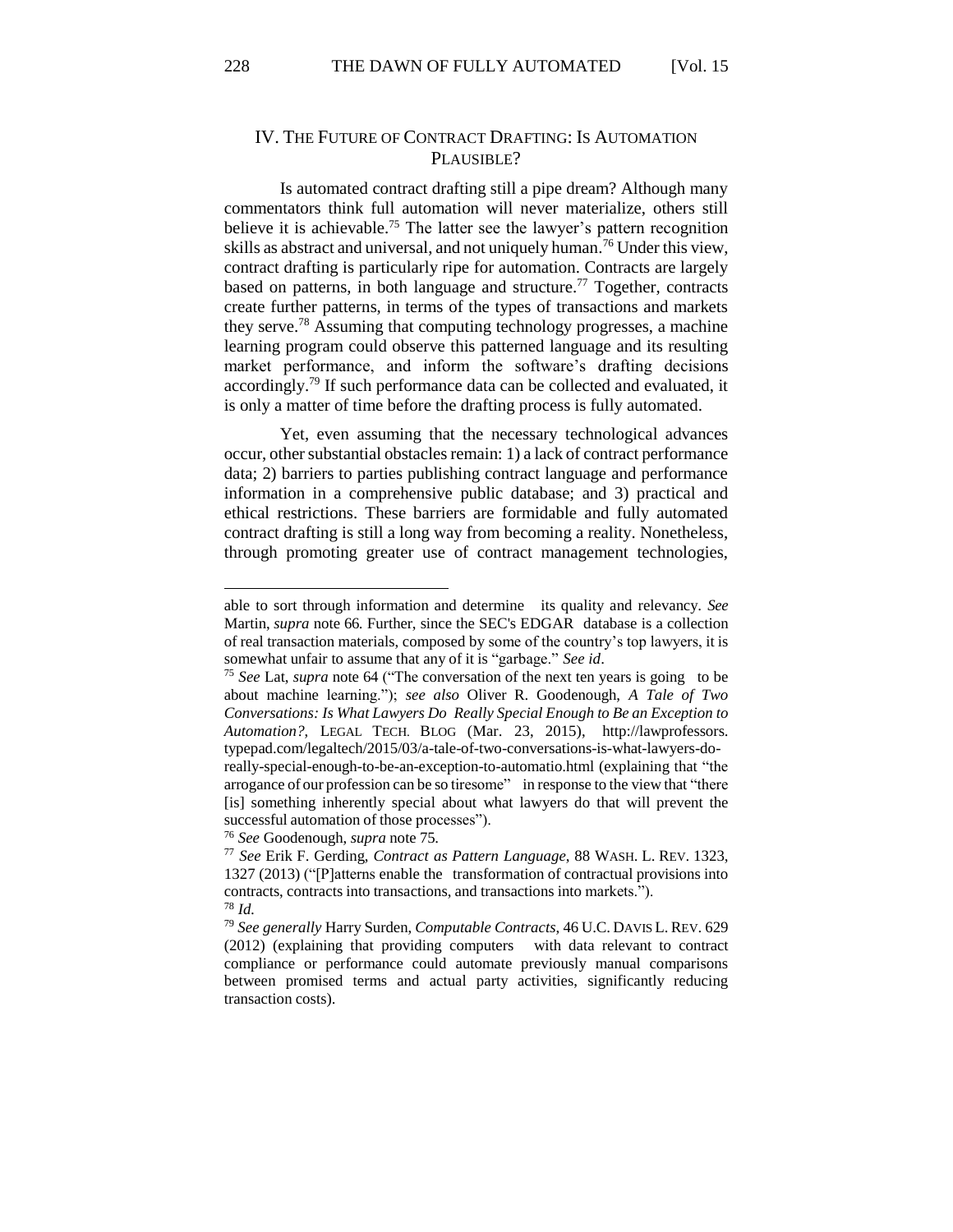## IV. The Future of Contract Drafting: Is Automation Plausible?

Is automated contract drafting still a pipe dream? Although many commentators think full automation will never materialize, others still believe it is achievable.[75] The latter see the lawyer's pattern recognition skills as abstract and universal, and not uniquely human.[76] Under this view, contract drafting is particularly ripe for automation. Contracts are largely based on patterns, in both language and structure.[77] Together, contracts create further patterns, in terms of the types of transactions and markets they serve.[78] Assuming that computing technology progresses, a machine learning program could observe this patterned language and its resulting market performance, and inform the software's drafting decisions accordingly.[79] If such performance data can be collected and evaluated, it is only a matter of time before the drafting process is fully automated.

Yet, even assuming that the necessary technological advances occur, other substantial obstacles remain: 1) a lack of contract performance data; 2) barriers to parties publishing contract language and performance information in a comprehensive public database; and 3) practical and ethical restrictions. These barriers are formidable and fully automated contract drafting is still a long way from becoming a reality. Nonetheless, through promoting greater use of contract management technologies,

---

able to sort through information and determine its quality and relevancy. *See* Martin, *supra* note 66. Further, since the SEC's EDGAR database is a collection of real transaction materials, composed by some of the country's top lawyers, it is somewhat unfair to assume that any of it is "garbage." *See id*.

[75] *See* Lat, *supra* note 64 ("The conversation of the next ten years is going to be about machine learning."); *see also* Oliver R. Goodenough, *A Tale of Two Conversations: Is What Lawyers Do Really Special Enough to Be an Exception to Automation?*, LEGAL TECH. BLOG (Mar. 23, 2015), http://lawprofessors.typepad.com/legaltech/2015/03/a-tale-of-two-conversations-is-what-lawyers-do-really-special-enough-to-be-an-exception-to-automatio.html (explaining that "the arrogance of our profession can be so tiresome" in response to the view that "there [is] something inherently special about what lawyers do that will prevent the successful automation of those processes").

[76] *See* Goodenough, *supra* note 75.

[77] *See* Erik F. Gerding, *Contract as Pattern Language*, 88 WASH. L. REV. 1323, 1327 (2013) ("[P]atterns enable the transformation of contractual provisions into contracts, contracts into transactions, and transactions into markets.").

[78] *Id.*

[79] *See generally* Harry Surden, *Computable Contracts*, 46 U.C. DAVIS L. REV. 629 (2012) (explaining that providing computers with data relevant to contract compliance or performance could automate previously manual comparisons between promised terms and actual party activities, significantly reducing transaction costs).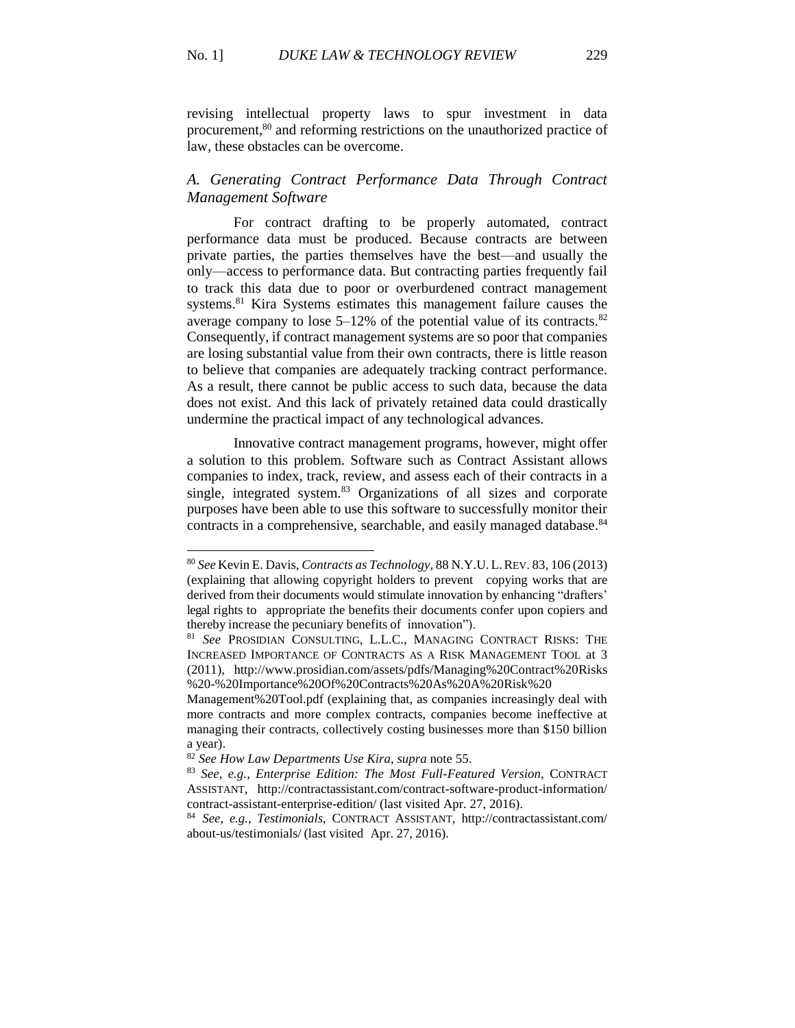revising intellectual property laws to spur investment in data procurement,[80] and reforming restrictions on the unauthorized practice of law, these obstacles can be overcome.

### *A. Generating Contract Performance Data Through Contract Management Software*

For contract drafting to be properly automated, contract performance data must be produced. Because contracts are between private parties, the parties themselves have the best—and usually the only—access to performance data. But contracting parties frequently fail to track this data due to poor or overburdened contract management systems.[81] Kira Systems estimates this management failure causes the average company to lose 5–12% of the potential value of its contracts.[82] Consequently, if contract management systems are so poor that companies are losing substantial value from their own contracts, there is little reason to believe that companies are adequately tracking contract performance. As a result, there cannot be public access to such data, because the data does not exist. And this lack of privately retained data could drastically undermine the practical impact of any technological advances.

Innovative contract management programs, however, might offer a solution to this problem. Software such as Contract Assistant allows companies to index, track, review, and assess each of their contracts in a single, integrated system.[83] Organizations of all sizes and corporate purposes have been able to use this software to successfully monitor their contracts in a comprehensive, searchable, and easily managed database.[84]

---

[80] *See* Kevin E. Davis, *Contracts as Technology*, 88 N.Y.U. L. REV. 83, 106 (2013) (explaining that allowing copyright holders to prevent copying works that are derived from their documents would stimulate innovation by enhancing "drafters' legal rights to appropriate the benefits their documents confer upon copiers and thereby increase the pecuniary benefits of innovation").

[81] *See* PROSIDIAN CONSULTING, L.L.C., MANAGING CONTRACT RISKS: THE INCREASED IMPORTANCE OF CONTRACTS AS A RISK MANAGEMENT TOOL at 3 (2011), http://www.prosidian.com/assets/pdfs/Managing%20Contract%20Risks%20-%20Importance%20Of%20Contracts%20As%20A%20Risk%20Management%20Tool.pdf (explaining that, as companies increasingly deal with more contracts and more complex contracts, companies become ineffective at managing their contracts, collectively costing businesses more than $150 billion a year).

[82] *See How Law Departments Use Kira*, *supra* note 55.

[83] *See, e.g.*, *Enterprise Edition: The Most Full-Featured Version*, CONTRACT ASSISTANT, http://contractassistant.com/contract-software-product-information/contract-assistant-enterprise-edition/ (last visited Apr. 27, 2016).

[84] *See, e.g.*, *Testimonials*, CONTRACT ASSISTANT, http://contractassistant.com/about-us/testimonials/ (last visited Apr. 27, 2016).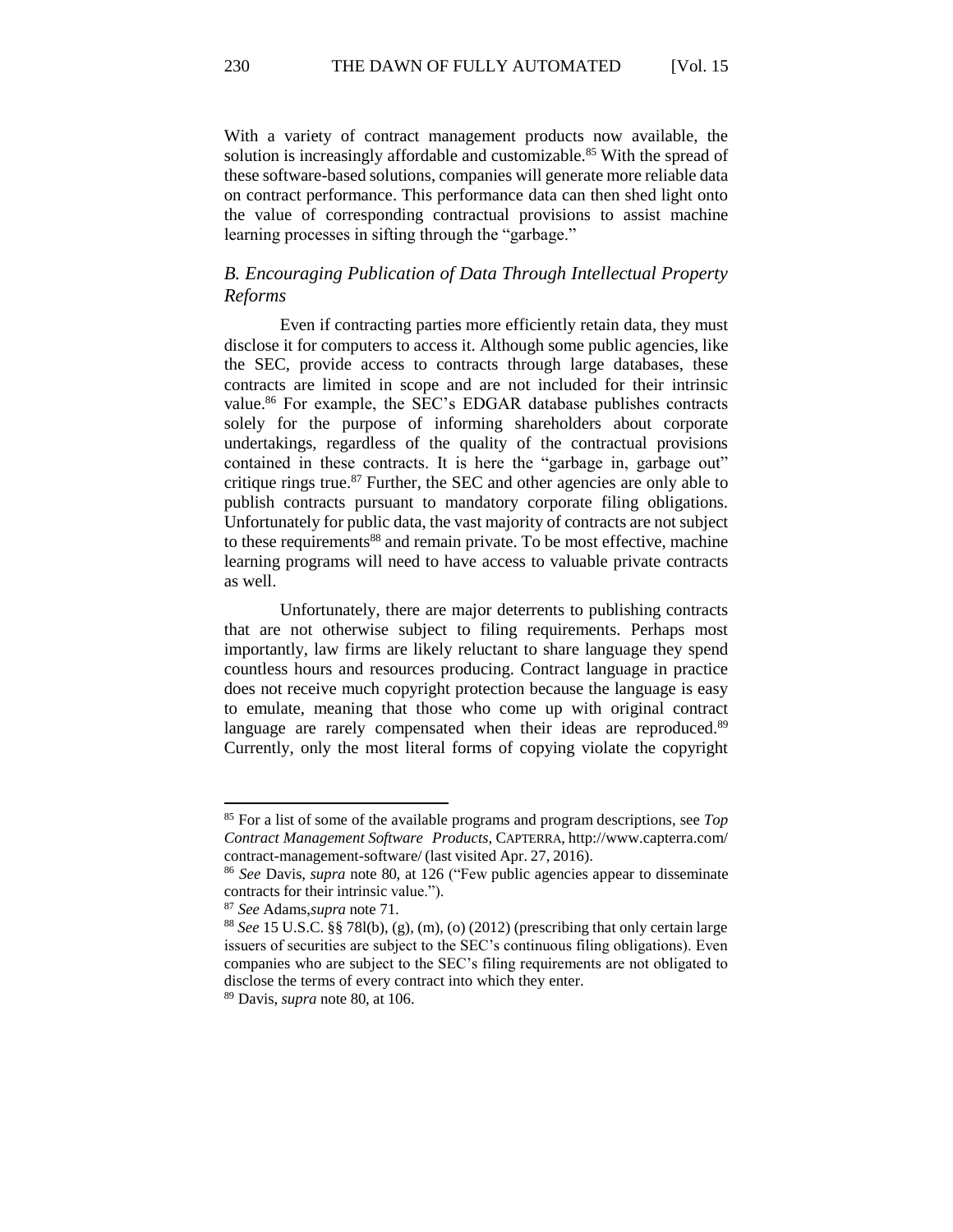With a variety of contract management products now available, the solution is increasingly affordable and customizable.[85] With the spread of these software-based solutions, companies will generate more reliable data on contract performance. This performance data can then shed light onto the value of corresponding contractual provisions to assist machine learning processes in sifting through the "garbage."

### *B. Encouraging Publication of Data Through Intellectual Property Reforms*

Even if contracting parties more efficiently retain data, they must disclose it for computers to access it. Although some public agencies, like the SEC, provide access to contracts through large databases, these contracts are limited in scope and are not included for their intrinsic value.[86] For example, the SEC's EDGAR database publishes contracts solely for the purpose of informing shareholders about corporate undertakings, regardless of the quality of the contractual provisions contained in these contracts. It is here the "garbage in, garbage out" critique rings true.[87] Further, the SEC and other agencies are only able to publish contracts pursuant to mandatory corporate filing obligations. Unfortunately for public data, the vast majority of contracts are not subject to these requirements[88] and remain private. To be most effective, machine learning programs will need to have access to valuable private contracts as well.

Unfortunately, there are major deterrents to publishing contracts that are not otherwise subject to filing requirements. Perhaps most importantly, law firms are likely reluctant to share language they spend countless hours and resources producing. Contract language in practice does not receive much copyright protection because the language is easy to emulate, meaning that those who come up with original contract language are rarely compensated when their ideas are reproduced.[89] Currently, only the most literal forms of copying violate the copyright

---

[85] For a list of some of the available programs and program descriptions, see *Top Contract Management Software Products*, CAPTERRA, http://www.capterra.com/contract-management-software/ (last visited Apr. 27, 2016).

[86] *See* Davis, *supra* note 80, at 126 ("Few public agencies appear to disseminate contracts for their intrinsic value.").

[87] *See* Adams, *supra* note 71.

[88] *See* 15 U.S.C. §§ 78l(b), (g), (m), (o) (2012) (prescribing that only certain large issuers of securities are subject to the SEC's continuous filing obligations). Even companies who are subject to the SEC's filing requirements are not obligated to disclose the terms of every contract into which they enter.

[89] Davis, *supra* note 80, at 106.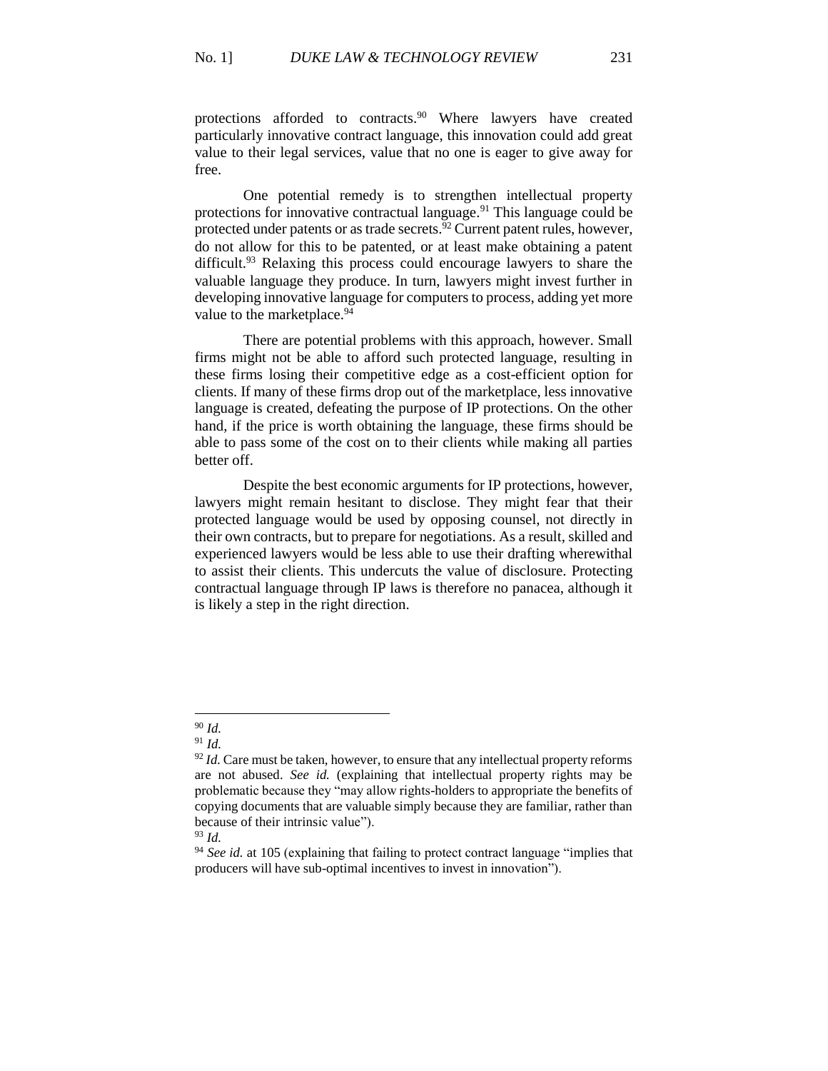protections afforded to contracts.[90] Where lawyers have created particularly innovative contract language, this innovation could add great value to their legal services, value that no one is eager to give away for free.

One potential remedy is to strengthen intellectual property protections for innovative contractual language.[91] This language could be protected under patents or as trade secrets.[92] Current patent rules, however, do not allow for this to be patented, or at least make obtaining a patent difficult.[93] Relaxing this process could encourage lawyers to share the valuable language they produce. In turn, lawyers might invest further in developing innovative language for computers to process, adding yet more value to the marketplace.[94]

There are potential problems with this approach, however. Small firms might not be able to afford such protected language, resulting in these firms losing their competitive edge as a cost-efficient option for clients. If many of these firms drop out of the marketplace, less innovative language is created, defeating the purpose of IP protections. On the other hand, if the price is worth obtaining the language, these firms should be able to pass some of the cost on to their clients while making all parties better off.

Despite the best economic arguments for IP protections, however, lawyers might remain hesitant to disclose. They might fear that their protected language would be used by opposing counsel, not directly in their own contracts, but to prepare for negotiations. As a result, skilled and experienced lawyers would be less able to use their drafting wherewithal to assist their clients. This undercuts the value of disclosure. Protecting contractual language through IP laws is therefore no panacea, although it is likely a step in the right direction.

---

[90] *Id.*

[91] *Id.*

[92] *Id.* Care must be taken, however, to ensure that any intellectual property reforms are not abused. *See id.* (explaining that intellectual property rights may be problematic because they "may allow rights-holders to appropriate the benefits of copying documents that are valuable simply because they are familiar, rather than because of their intrinsic value").

[93] *Id.*

[94] *See id.* at 105 (explaining that failing to protect contract language "implies that producers will have sub-optimal incentives to invest in innovation").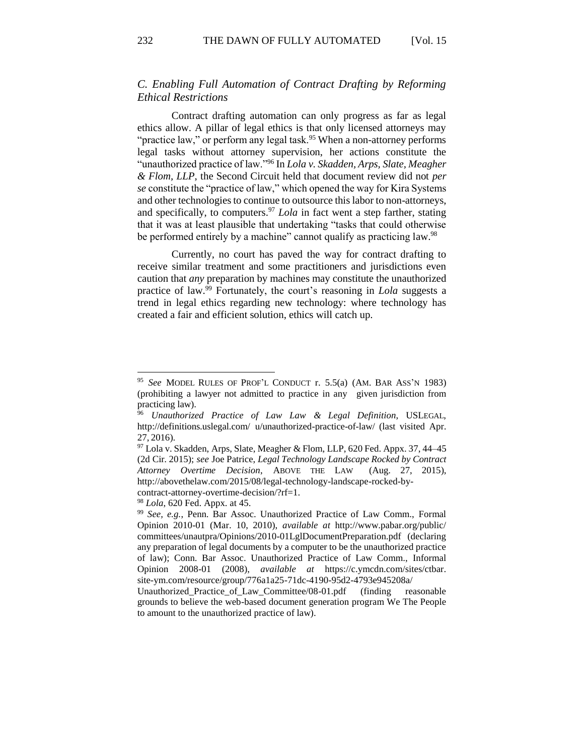### *C. Enabling Full Automation of Contract Drafting by Reforming Ethical Restrictions*

Contract drafting automation can only progress as far as legal ethics allow. A pillar of legal ethics is that only licensed attorneys may "practice law," or perform any legal task.[95] When a non-attorney performs legal tasks without attorney supervision, her actions constitute the "unauthorized practice of law."[96] In *Lola v. Skadden, Arps, Slate, Meagher & Flom, LLP*, the Second Circuit held that document review did not *per se* constitute the "practice of law," which opened the way for Kira Systems and other technologies to continue to outsource this labor to non-attorneys, and specifically, to computers.[97] *Lola* in fact went a step farther, stating that it was at least plausible that undertaking "tasks that could otherwise be performed entirely by a machine" cannot qualify as practicing law.[98]

Currently, no court has paved the way for contract drafting to receive similar treatment and some practitioners and jurisdictions even caution that *any* preparation by machines may constitute the unauthorized practice of law.[99] Fortunately, the court's reasoning in *Lola* suggests a trend in legal ethics regarding new technology: where technology has created a fair and efficient solution, ethics will catch up.

---

[95] *See* MODEL RULES OF PROF'L CONDUCT r. 5.5(a) (AM. BAR ASS'N 1983) (prohibiting a lawyer not admitted to practice in any given jurisdiction from practicing law).

[96] *Unauthorized Practice of Law Law & Legal Definition*, USLEGAL, http://definitions.uslegal.com/ u/unauthorized-practice-of-law/ (last visited Apr. 27, 2016).

[97] Lola v. Skadden, Arps, Slate, Meagher & Flom, LLP, 620 Fed. Appx. 37, 44–45 (2d Cir. 2015); *see* Joe Patrice, *Legal Technology Landscape Rocked by Contract Attorney Overtime Decision*, ABOVE THE LAW (Aug. 27, 2015), http://abovethelaw.com/2015/08/legal-technology-landscape-rocked-by-contract-attorney-overtime-decision/?rf=1.

[98] *Lola*, 620 Fed. Appx. at 45.

[99] *See, e.g.*, Penn. Bar Assoc. Unauthorized Practice of Law Comm., Formal Opinion 2010-01 (Mar. 10, 2010), *available at* http://www.pabar.org/public/ committees/unautpra/Opinions/2010-01LglDocumentPreparation.pdf (declaring any preparation of legal documents by a computer to be the unauthorized practice of law); Conn. Bar Assoc. Unauthorized Practice of Law Comm., Informal Opinion 2008-01 (2008), *available at* https://c.ymcdn.com/sites/ctbar. site-ym.com/resource/group/776a1a25-71dc-4190-95d2-4793e945208a/ Unauthorized_Practice_of_Law_Committee/08-01.pdf (finding reasonable grounds to believe the web-based document generation program We The People to amount to the unauthorized practice of law).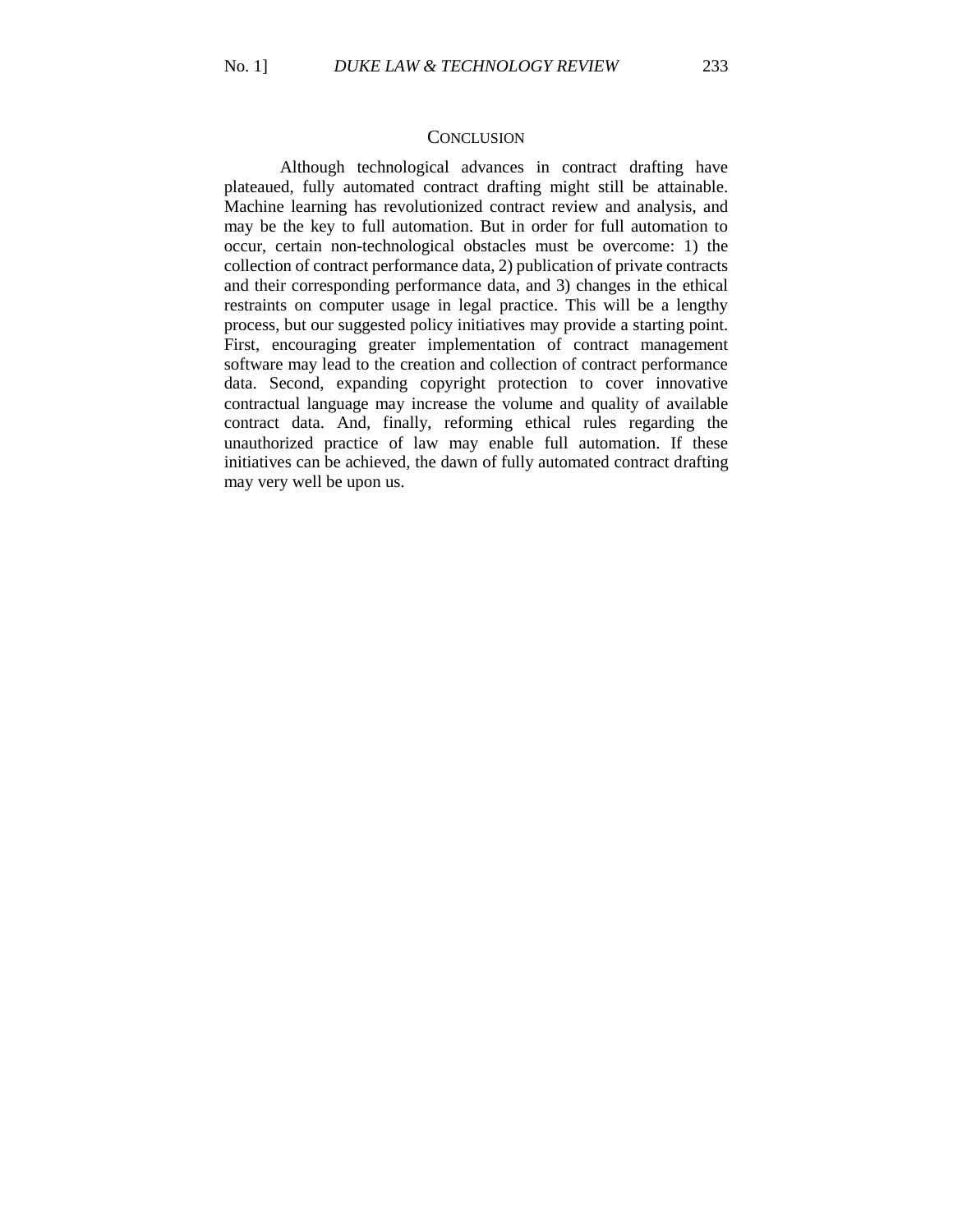## CONCLUSION

Although technological advances in contract drafting have plateaued, fully automated contract drafting might still be attainable. Machine learning has revolutionized contract review and analysis, and may be the key to full automation. But in order for full automation to occur, certain non-technological obstacles must be overcome: 1) the collection of contract performance data, 2) publication of private contracts and their corresponding performance data, and 3) changes in the ethical restraints on computer usage in legal practice. This will be a lengthy process, but our suggested policy initiatives may provide a starting point. First, encouraging greater implementation of contract management software may lead to the creation and collection of contract performance data. Second, expanding copyright protection to cover innovative contractual language may increase the volume and quality of available contract data. And, finally, reforming ethical rules regarding the unauthorized practice of law may enable full automation. If these initiatives can be achieved, the dawn of fully automated contract drafting may very well be upon us.